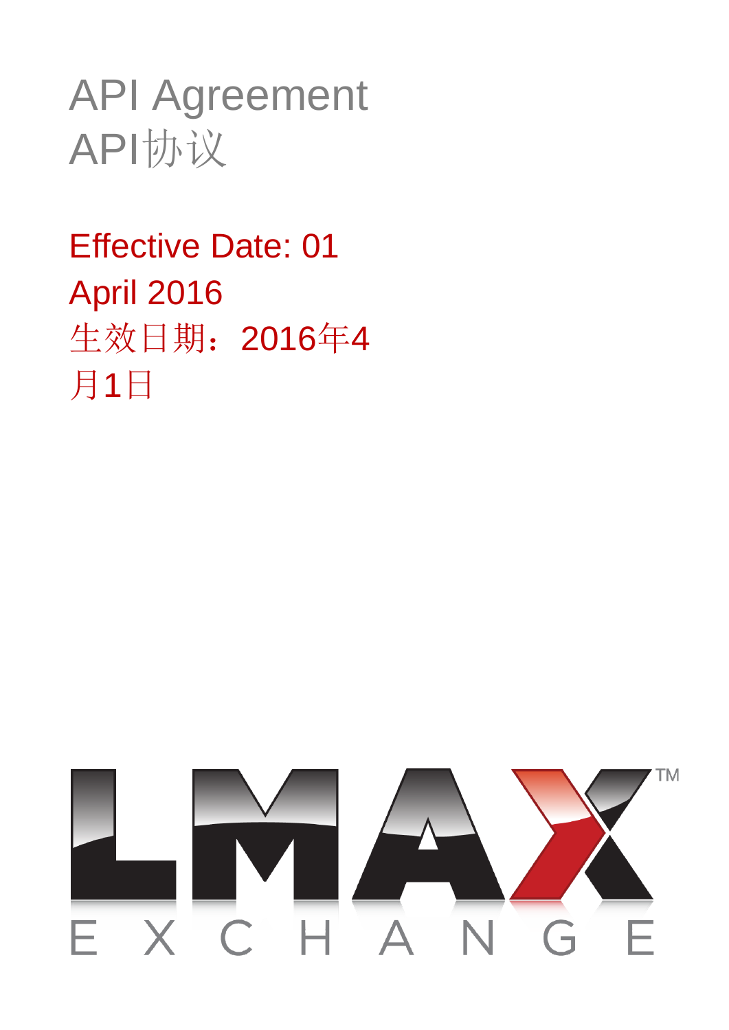# API Agreement
# API协议

Effective Date: 01 April 2016

生效日期：2016年4月1日

LMAX™ EXCHANGE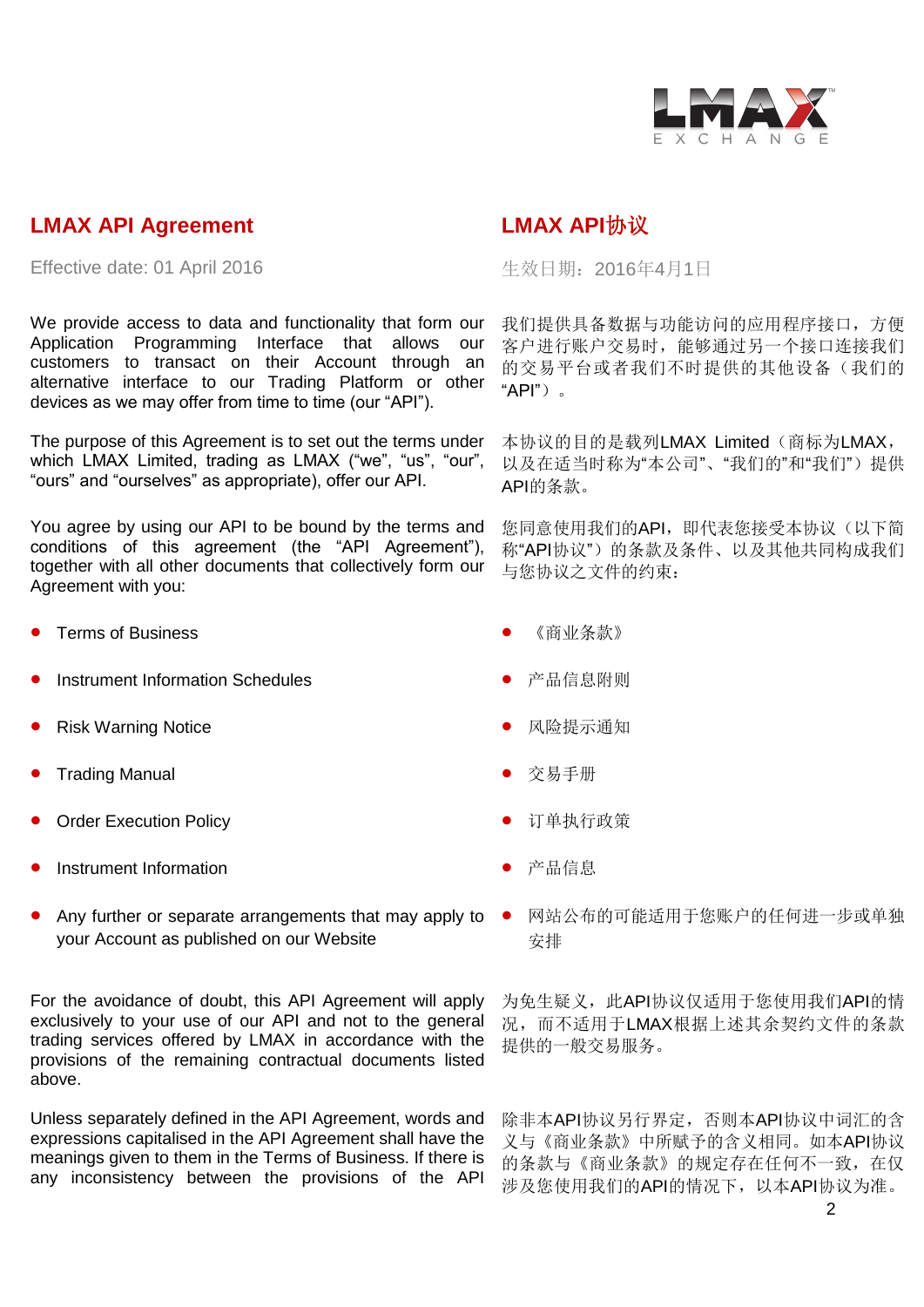## LMAX API Agreement

Effective date: 01 April 2016

We provide access to data and functionality that form our Application Programming Interface that allows our customers to transact on their Account through an alternative interface to our Trading Platform or other devices as we may offer from time to time (our “API”).

The purpose of this Agreement is to set out the terms under which LMAX Limited, trading as LMAX (“we”, “us”, “our”, “ours” and “ourselves” as appropriate), offer our API.

You agree by using our API to be bound by the terms and conditions of this agreement (the “API Agreement”), together with all other documents that collectively form our Agreement with you:

- Terms of Business
- Instrument Information Schedules
- Risk Warning Notice
- Trading Manual
- Order Execution Policy
- Instrument Information
- Any further or separate arrangements that may apply to your Account as published on our Website

For the avoidance of doubt, this API Agreement will apply exclusively to your use of our API and not to the general trading services offered by LMAX in accordance with the provisions of the remaining contractual documents listed above.

Unless separately defined in the API Agreement, words and expressions capitalised in the API Agreement shall have the meanings given to them in the Terms of Business. If there is any inconsistency between the provisions of the API

## LMAX API协议

生效日期：2016年4月1日

我们提供具备数据与功能访问的应用程序接口，方便客户进行账户交易时，能够通过另一个接口连接我们的交易平台或者我们不时提供的其他设备（我们的“API”）。

本协议的目的是载列LMAX Limited（商标为LMAX，以及在适当时称为“本公司”、“我们的”和“我们”）提供API的条款。

您同意使用我们的API，即代表您接受本协议（以下简称“API协议”）的条款及条件、以及其他共同构成我们与您协议之文件的约束：

- 《商业条款》
- 产品信息附则
- 风险提示通知
- 交易手册
- 订单执行政策
- 产品信息
- 网站公布的可能适用于您账户的任何进一步或单独安排

为免生疑义，此API协议仅适用于您使用我们API的情况，而不适用于LMAX根据上述其余契约文件的条款提供的一般交易服务。

除非本API协议另行界定，否则本API协议中词汇的含义与《商业条款》中所赋予的含义相同。如本API协议的条款与《商业条款》的规定存在任何不一致，在仅涉及您使用我们的API的情况下，以本API协议为准。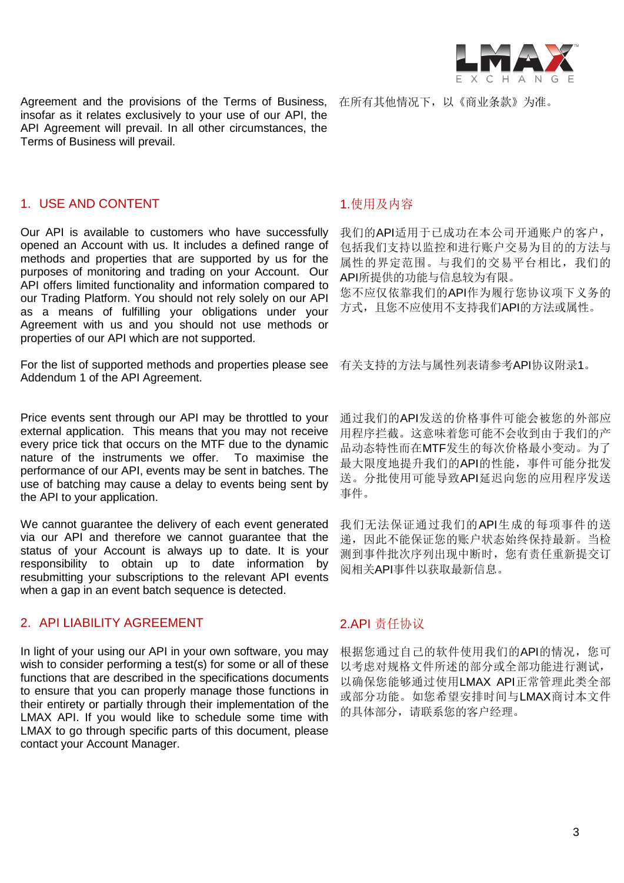Agreement and the provisions of the Terms of Business, insofar as it relates exclusively to your use of our API, the API Agreement will prevail. In all other circumstances, the Terms of Business will prevail.

在所有其他情况下，以《商业条款》为准。

## 1. USE AND CONTENT

## 1.使用及内容

Our API is available to customers who have successfully opened an Account with us. It includes a defined range of methods and properties that are supported by us for the purposes of monitoring and trading on your Account. Our API offers limited functionality and information compared to our Trading Platform. You should not rely solely on our API as a means of fulfilling your obligations under your Agreement with us and you should not use methods or properties of our API which are not supported.

我们的API适用于已成功在本公司开通账户的客户，包括我们支持以监控和进行账户交易为目的的方法与属性的界定范围。与我们的交易平台相比，我们的API所提供的功能与信息较为有限。
您不应仅依靠我们的API作为履行您协议项下义务的方式，且您不应使用不支持我们API的方法或属性。

For the list of supported methods and properties please see Addendum 1 of the API Agreement.

有关支持的方法与属性列表请参考API协议附录1。

Price events sent through our API may be throttled to your external application. This means that you may not receive every price tick that occurs on the MTF due to the dynamic nature of the instruments we offer. To maximise the performance of our API, events may be sent in batches. The use of batching may cause a delay to events being sent by the API to your application.

通过我们的API发送的价格事件可能会被您的外部应用程序拦截。这意味着您可能不会收到由于我们的产品动态特性而在MTF发生的每次价格最小变动。为了最大限度地提升我们的API的性能，事件可能分批发送。分批使用可能导致API延迟向您的应用程序发送事件。

We cannot guarantee the delivery of each event generated via our API and therefore we cannot guarantee that the status of your Account is always up to date. It is your responsibility to obtain up to date information by resubmitting your subscriptions to the relevant API events when a gap in an event batch sequence is detected.

我们无法保证通过我们的API生成的每项事件的送递，因此不能保证您的账户状态始终保持最新。当检测到事件批次序列出现中断时，您有责任重新提交订阅相关API事件以获取最新信息。

## 2. API LIABILITY AGREEMENT

## 2.API 责任协议

In light of your using our API in your own software, you may wish to consider performing a test(s) for some or all of these functions that are described in the specifications documents to ensure that you can properly manage those functions in their entirety or partially through their implementation of the LMAX API. If you would like to schedule some time with LMAX to go through specific parts of this document, please contact your Account Manager.

根据您通过自己的软件使用我们的API的情况，您可以考虑对规格文件所述的部分或全部功能进行测试，以确保您能够通过使用LMAX API正常管理此类全部或部分功能。如您希望安排时间与LMAX商讨本文件的具体部分，请联系您的客户经理。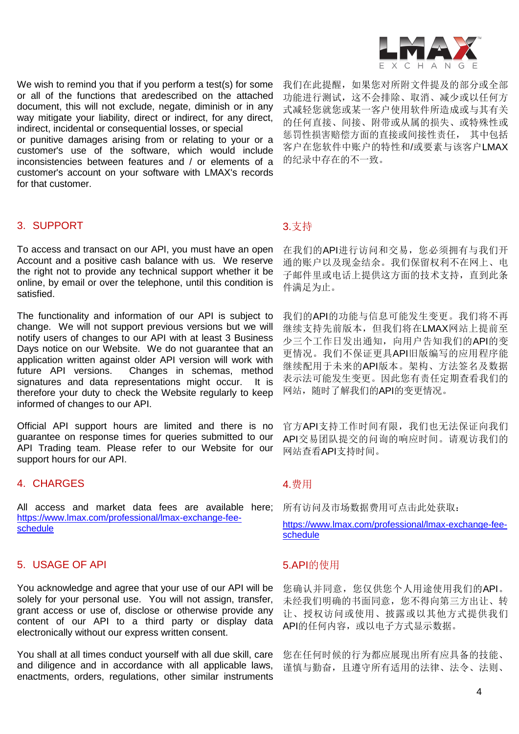We wish to remind you that if you perform a test(s) for some or all of the functions that aredescribed on the attached document, this will not exclude, negate, diminish or in any way mitigate your liability, direct or indirect, for any direct, indirect, incidental or consequential losses, or special or punitive damages arising from or relating to your or a customer's use of the software, which would include inconsistencies between features and / or elements of a customer's account on your software with LMAX's records for that customer.

我们在此提醒，如果您对所附文件提及的部分或全部功能进行测试，这不会排除、取消、减少或以任何方式减轻您就您或某一客户使用软件所造成或与其有关的任何直接、间接、附带或从属的损失、或特殊或惩罚性损害赔偿方面的直接或间接性责任， 其中包括客户在您软件中账户的特性和/或要素与该客户LMAX的纪录中存在的不一致。

## 3. SUPPORT

## 3.支持

To access and transact on our API, you must have an open Account and a positive cash balance with us. We reserve the right not to provide any technical support whether it be online, by email or over the telephone, until this condition is satisfied.

在我们的API进行访问和交易，您必须拥有与我们开通的账户以及现金结余。我们保留权利不在网上、电子邮件里或电话上提供这方面的技术支持，直到此条件满足为止。

The functionality and information of our API is subject to change. We will not support previous versions but we will notify users of changes to our API with at least 3 Business Days notice on our Website. We do not guarantee that an application written against older API version will work with future API versions. Changes in schemas, method signatures and data representations might occur. It is therefore your duty to check the Website regularly to keep informed of changes to our API.

我们的API的功能与信息可能发生变更。我们将不再继续支持先前版本，但我们将在LMAX网站上提前至少三个工作日发出通知，向用户告知我们的API的变更情况。我们不保证更具API旧版编写的应用程序能继续配用于未来的API版本。架构、方法签名及数据表示法可能发生变更。因此您有责任定期查看我们的网站，随时了解我们的API的变更情况。

Official API support hours are limited and there is no guarantee on response times for queries submitted to our API Trading team. Please refer to our Website for our support hours for our API.

官方API支持工作时间有限，我们也无法保证向我们API交易团队提交的问询的响应时间。请观访我们的网站查看API支持时间。

## 4. CHARGES

## 4.费用

All access and market data fees are available here; https://www.lmax.com/professional/lmax-exchange-fee-schedule

所有访问及市场数据费用可点击此处获取：

https://www.lmax.com/professional/lmax-exchange-fee-schedule

## 5. USAGE OF API

## 5.API的使用

You acknowledge and agree that your use of our API will be solely for your personal use. You will not assign, transfer, grant access or use of, disclose or otherwise provide any content of our API to a third party or display data electronically without our express written consent.

您确认并同意，您仅供您个人用途使用我们的API。未经我们明确的书面同意，您不得向第三方出让、转让、授权访问或使用、披露或以其他方式提供我们API的任何内容，或以电子方式显示数据。

You shall at all times conduct yourself with all due skill, care and diligence and in accordance with all applicable laws, enactments, orders, regulations, other similar instruments

您在任何时候的行为都应展现出所有应具备的技能、谨慎与勤奋，且遵守所有适用的法律、法令、法则、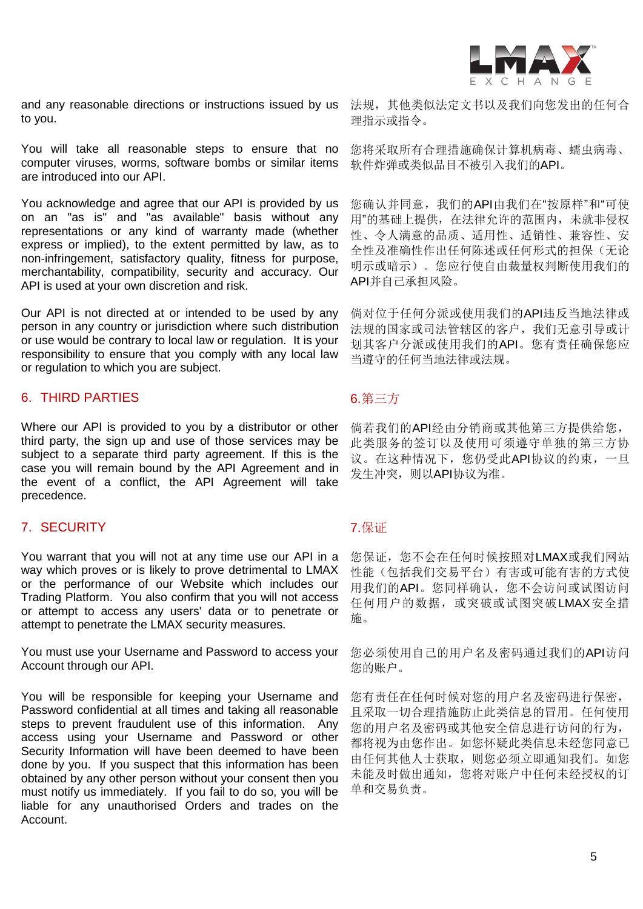and any reasonable directions or instructions issued by us to you.

法规，其他类似法定文书以及我们向您发出的任何合理指示或指令。

You will take all reasonable steps to ensure that no computer viruses, worms, software bombs or similar items are introduced into our API.

您将采取所有合理措施确保计算机病毒、蠕虫病毒、软件炸弹或类似品目不被引入我们的API。

You acknowledge and agree that our API is provided by us on an "as is" and "as available" basis without any representations or any kind of warranty made (whether express or implied), to the extent permitted by law, as to non-infringement, satisfactory quality, fitness for purpose, merchantability, compatibility, security and accuracy. Our API is used at your own discretion and risk.

您确认并同意，我们的API由我们在"按原样"和"可使用"的基础上提供，在法律允许的范围内，未就非侵权性、令人满意的品质、适用性、适销性、兼容性、安全性及准确性作出任何陈述或任何形式的担保（无论明示或暗示）。您应行使自由裁量权判断使用我们的API并自己承担风险。

Our API is not directed at or intended to be used by any person in any country or jurisdiction where such distribution or use would be contrary to local law or regulation. It is your responsibility to ensure that you comply with any local law or regulation to which you are subject.

倘对位于任何分派或使用我们的API违反当地法律或法规的国家或司法管辖区的客户，我们无意引导或计划其客户分派或使用我们的API。您有责任确保您应当遵守的任何当地法律或法规。

## 6. THIRD PARTIES

## 6.第三方

Where our API is provided to you by a distributor or other third party, the sign up and use of those services may be subject to a separate third party agreement. If this is the case you will remain bound by the API Agreement and in the event of a conflict, the API Agreement will take precedence.

倘若我们的API经由分销商或其他第三方提供给您，此类服务的签订以及使用可须遵守单独的第三方协议。在这种情况下，您仍受此API协议的约束，一旦发生冲突，则以API协议为准。

## 7. SECURITY

## 7.保证

You warrant that you will not at any time use our API in a way which proves or is likely to prove detrimental to LMAX or the performance of our Website which includes our Trading Platform. You also confirm that you will not access or attempt to access any users' data or to penetrate or attempt to penetrate the LMAX security measures.

您保证，您不会在任何时候按照对LMAX或我们网站性能（包括我们交易平台）有害或可能有害的方式使用我们的API。您同样确认，您不会访问或试图访问任何用户的数据，或突破或试图突破LMAX安全措施。

You must use your Username and Password to access your Account through our API.

您必须使用自己的用户名及密码通过我们的API访问您的账户。

You will be responsible for keeping your Username and Password confidential at all times and taking all reasonable steps to prevent fraudulent use of this information. Any access using your Username and Password or other Security Information will have been deemed to have been done by you. If you suspect that this information has been obtained by any other person without your consent then you must notify us immediately. If you fail to do so, you will be liable for any unauthorised Orders and trades on the Account.

您有责任在任何时候对您的用户名及密码进行保密，且采取一切合理措施防止此类信息的冒用。任何使用您的用户名及密码或其他安全信息进行访问的行为，都将视为由您作出。如您怀疑此类信息未经您同意已由任何其他人士获取，则您必须立即通知我们。如您未能及时做出通知，您将对账户中任何未经授权的订单和交易负责。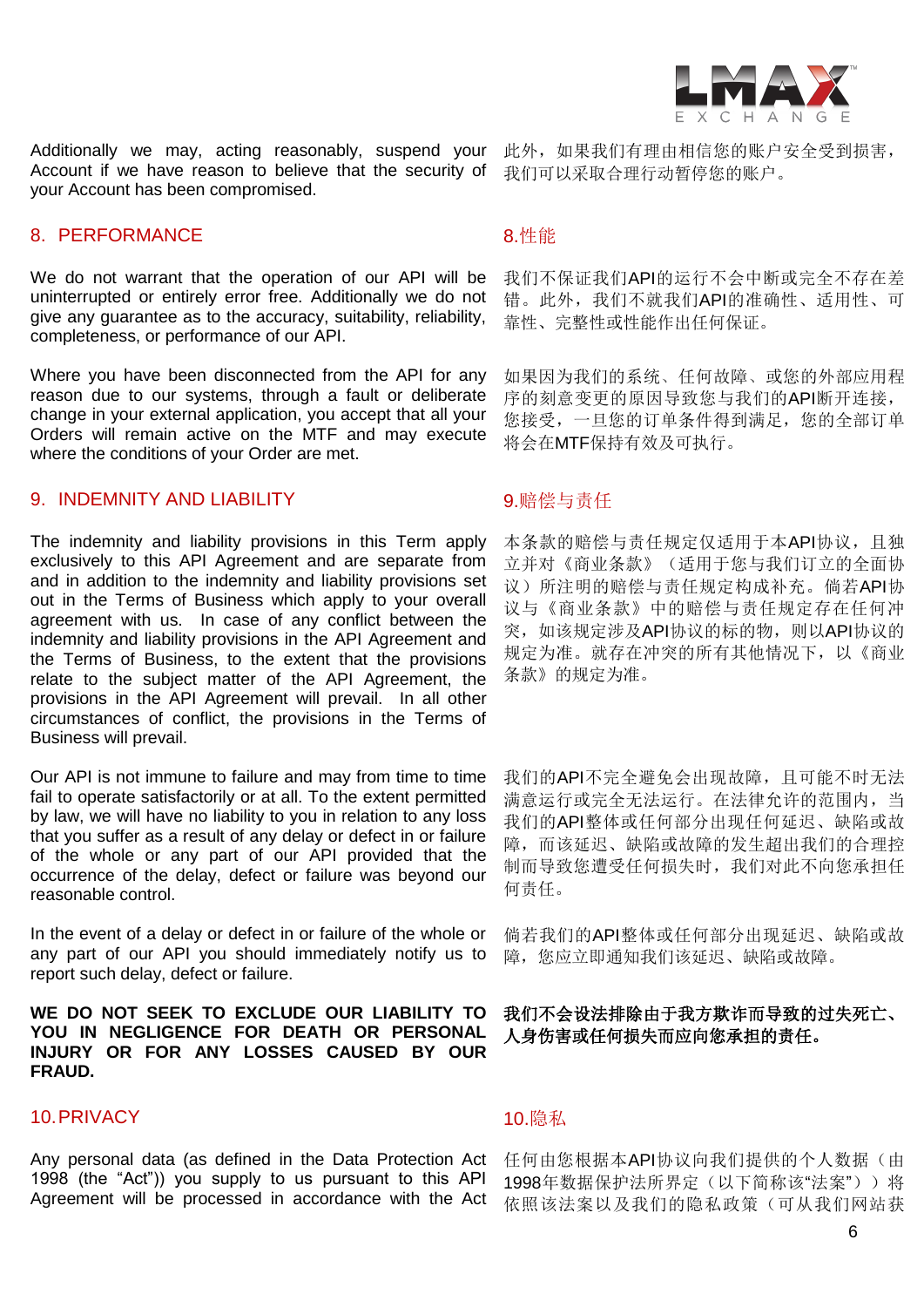Additionally we may, acting reasonably, suspend your Account if we have reason to believe that the security of your Account has been compromised.

此外，如果我们有理由相信您的账户安全受到损害，我们可以采取合理行动暂停您的账户。

## 8. PERFORMANCE

## 8.性能

We do not warrant that the operation of our API will be uninterrupted or entirely error free. Additionally we do not give any guarantee as to the accuracy, suitability, reliability, completeness, or performance of our API.

我们不保证我们API的运行不会中断或完全不存在差错。此外，我们不就我们API的准确性、适用性、可靠性、完整性或性能作出任何保证。

Where you have been disconnected from the API for any reason due to our systems, through a fault or deliberate change in your external application, you accept that all your Orders will remain active on the MTF and may execute where the conditions of your Order are met.

如果因为我们的系统、任何故障、或您的外部应用程序的刻意变更的原因导致您与我们的API断开连接，您接受，一旦您的订单条件得到满足，您的全部订单将会在MTF保持有效及可执行。

## 9. INDEMNITY AND LIABILITY

## 9.赔偿与责任

The indemnity and liability provisions in this Term apply exclusively to this API Agreement and are separate from and in addition to the indemnity and liability provisions set out in the Terms of Business which apply to your overall agreement with us. In case of any conflict between the indemnity and liability provisions in the API Agreement and the Terms of Business, to the extent that the provisions relate to the subject matter of the API Agreement, the provisions in the API Agreement will prevail. In all other circumstances of conflict, the provisions in the Terms of Business will prevail.

本条款的赔偿与责任规定仅适用于本API协议，且独立并对《商业条款》（适用于您与我们订立的全面协议）所注明的赔偿与责任规定构成补充。倘若API协议与《商业条款》中的赔偿与责任规定存在任何冲突，如该规定涉及API协议的标的物，则以API协议的规定为准。就存在冲突的所有其他情况下，以《商业条款》的规定为准。

Our API is not immune to failure and may from time to time fail to operate satisfactorily or at all. To the extent permitted by law, we will have no liability to you in relation to any loss that you suffer as a result of any delay or defect in or failure of the whole or any part of our API provided that the occurrence of the delay, defect or failure was beyond our reasonable control.

我们的API不完全避免会出现故障，且可能不时无法满意运行或完全无法运行。在法律允许的范围内，当我们的API整体或任何部分出现任何延迟、缺陷或故障，而该延迟、缺陷或故障的发生超出我们的合理控制而导致您遭受任何损失时，我们对此不向您承担任何责任。

In the event of a delay or defect in or failure of the whole or any part of our API you should immediately notify us to report such delay, defect or failure.

倘若我们的API整体或任何部分出现延迟、缺陷或故障，您应立即通知我们该延迟、缺陷或故障。

**WE DO NOT SEEK TO EXCLUDE OUR LIABILITY TO YOU IN NEGLIGENCE FOR DEATH OR PERSONAL INJURY OR FOR ANY LOSSES CAUSED BY OUR FRAUD.**

**我们不会设法排除由于我方欺诈而导致的过失死亡、人身伤害或任何损失而应向您承担的责任。**

## 10. PRIVACY

## 10.隐私

Any personal data (as defined in the Data Protection Act 1998 (the “Act”)) you supply to us pursuant to this API Agreement will be processed in accordance with the Act

任何由您根据本API协议向我们提供的个人数据（由1998年数据保护法所界定（以下简称该“法案”））将依照该法案以及我们的隐私政策（可从我们网站获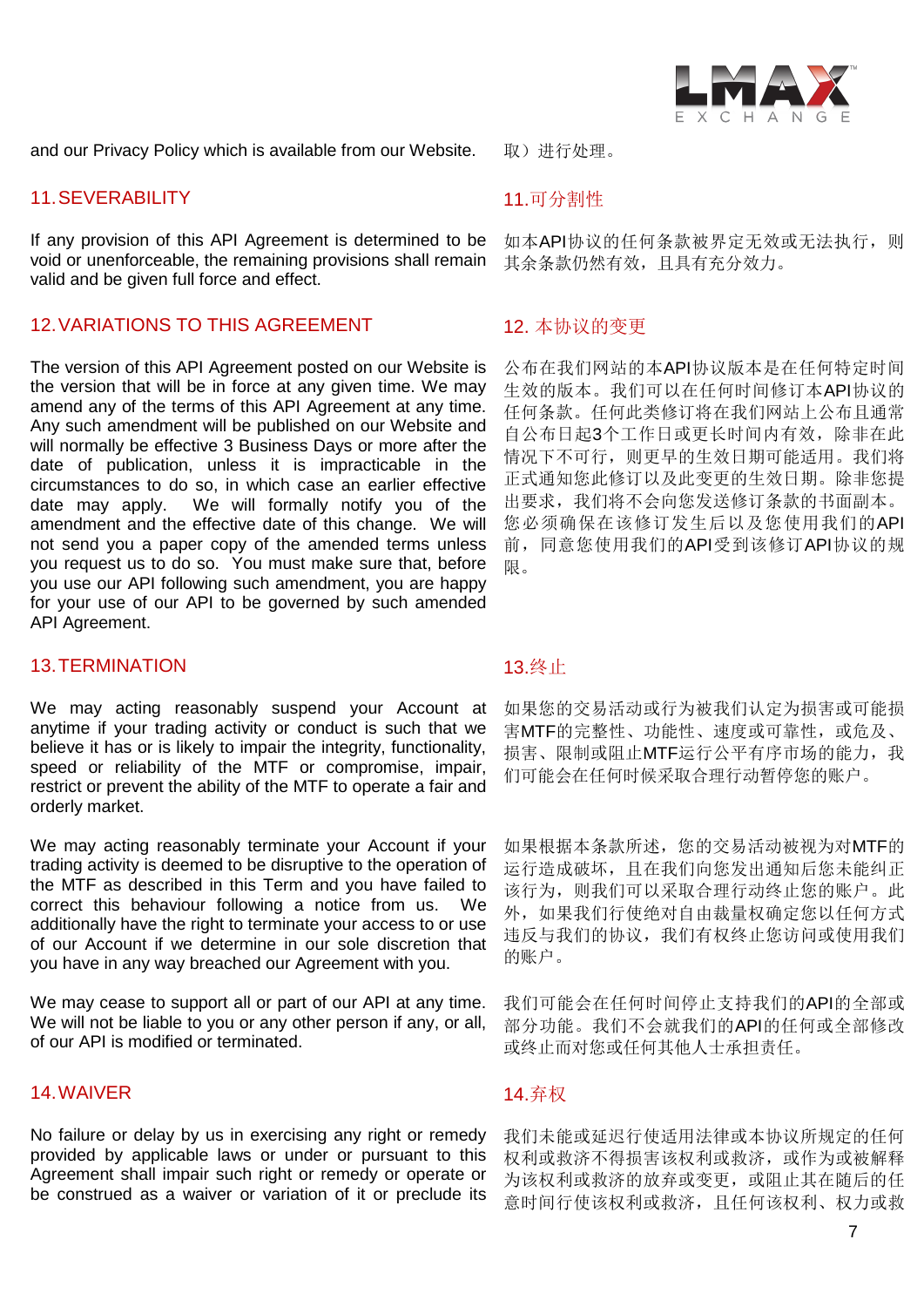and our Privacy Policy which is available from our Website.

取）进行处理。

## 11. SEVERABILITY

If any provision of this API Agreement is determined to be void or unenforceable, the remaining provisions shall remain valid and be given full force and effect.

## 11.可分割性

如本API协议的任何条款被界定无效或无法执行，则其余条款仍然有效，且具有充分效力。

## 12. VARIATIONS TO THIS AGREEMENT

The version of this API Agreement posted on our Website is the version that will be in force at any given time. We may amend any of the terms of this API Agreement at any time. Any such amendment will be published on our Website and will normally be effective 3 Business Days or more after the date of publication, unless it is impracticable in the circumstances to do so, in which case an earlier effective date may apply. We will formally notify you of the amendment and the effective date of this change. We will not send you a paper copy of the amended terms unless you request us to do so. You must make sure that, before you use our API following such amendment, you are happy for your use of our API to be governed by such amended API Agreement.

## 12. 本协议的变更

公布在我们网站的本API协议版本是在任何特定时间生效的版本。我们可以在任何时间修订本API协议的任何条款。任何此类修订将在我们网站上公布且通常自公布日起3个工作日或更长时间内有效，除非在此情况下不可行，则更早的生效日期可能适用。我们将正式通知您此修订以及此变更的生效日期。除非您提出要求，我们将不会向您发送修订条款的书面副本。您必须确保在该修订发生后以及您使用我们的API前，同意您使用我们的API受到该修订API协议的规限。

## 13. TERMINATION

We may acting reasonably suspend your Account at anytime if your trading activity or conduct is such that we believe it has or is likely to impair the integrity, functionality, speed or reliability of the MTF or compromise, impair, restrict or prevent the ability of the MTF to operate a fair and orderly market.

We may acting reasonably terminate your Account if your trading activity is deemed to be disruptive to the operation of the MTF as described in this Term and you have failed to correct this behaviour following a notice from us. We additionally have the right to terminate your access to or use of our Account if we determine in our sole discretion that you have in any way breached our Agreement with you.

We may cease to support all or part of our API at any time. We will not be liable to you or any other person if any, or all, of our API is modified or terminated.

## 13.终止

如果您的交易活动或行为被我们认定为损害或可能损害MTF的完整性、功能性、速度或可靠性，或危及、损害、限制或阻止MTF运行公平有序市场的能力，我们可能会在任何时候采取合理行动暂停您的账户。

如果根据本条款所述，您的交易活动被视为对MTF的运行造成破坏，且在我们向您发出通知后您未能纠正该行为，则我们可以采取合理行动终止您的账户。此外，如果我们行使绝对自由裁量权确定您以任何方式违反与我们的协议，我们有权终止您访问或使用我们的账户。

我们可能会在任何时间停止支持我们的API的全部或部分功能。我们不会就我们的API的任何或全部修改或终止而对您或任何其他人士承担责任。

## 14. WAIVER

No failure or delay by us in exercising any right or remedy provided by applicable laws or under or pursuant to this Agreement shall impair such right or remedy or operate or be construed as a waiver or variation of it or preclude its

## 14.弃权

我们未能或延迟行使适用法律或本协议所规定的任何权利或救济不得损害该权利或救济，或作为或被解释为该权利或救济的放弃或变更，或阻止其在随后的任意时间行使该权利或救济，且任何该权利、权力或救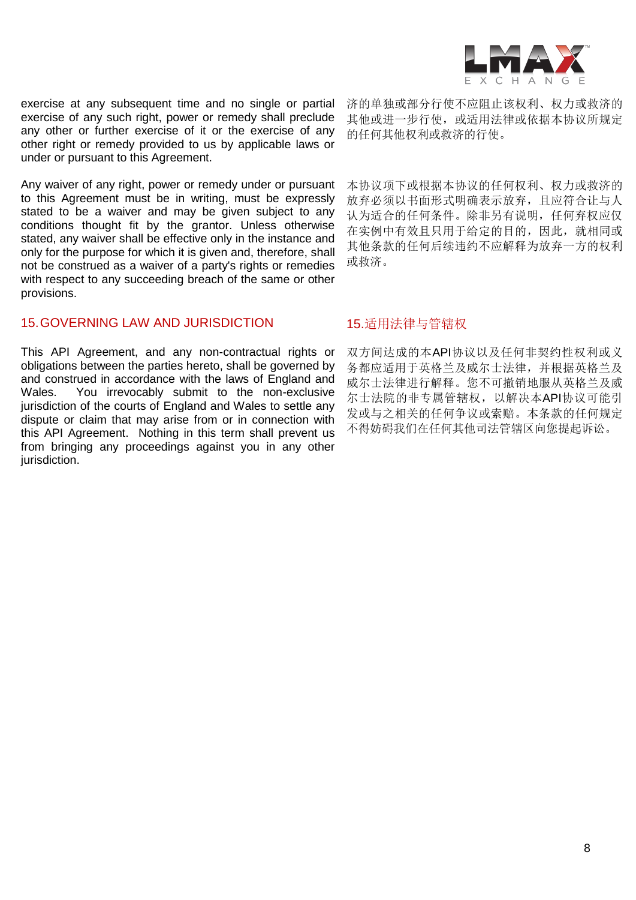exercise at any subsequent time and no single or partial exercise of any such right, power or remedy shall preclude any other or further exercise of it or the exercise of any other right or remedy provided to us by applicable laws or under or pursuant to this Agreement.

济的单独或部分行使不应阻止该权利、权力或救济的其他或进一步行使，或适用法律或依据本协议所规定的任何其他权利或救济的行使。

Any waiver of any right, power or remedy under or pursuant to this Agreement must be in writing, must be expressly stated to be a waiver and may be given subject to any conditions thought fit by the grantor. Unless otherwise stated, any waiver shall be effective only in the instance and only for the purpose for which it is given and, therefore, shall not be construed as a waiver of a party's rights or remedies with respect to any succeeding breach of the same or other provisions.

本协议项下或根据本协议的任何权利、权力或救济的放弃必须以书面形式明确表示放弃，且应符合让与人认为适合的任何条件。除非另有说明，任何弃权应仅在实例中有效且只用于给定的目的，因此，就相同或其他条款的任何后续违约不应解释为放弃一方的权利或救济。

## 15. GOVERNING LAW AND JURISDICTION

## 15.适用法律与管辖权

This API Agreement, and any non-contractual rights or obligations between the parties hereto, shall be governed by and construed in accordance with the laws of England and Wales. You irrevocably submit to the non-exclusive jurisdiction of the courts of England and Wales to settle any dispute or claim that may arise from or in connection with this API Agreement. Nothing in this term shall prevent us from bringing any proceedings against you in any other jurisdiction.

双方间达成的本API协议以及任何非契约性权利或义务都应适用于英格兰及威尔士法律，并根据英格兰及威尔士法律进行解释。您不可撤销地服从英格兰及威尔士法院的非专属管辖权，以解决本API协议可能引发或与之相关的任何争议或索赔。本条款的任何规定不得妨碍我们在任何其他司法管辖区向您提起诉讼。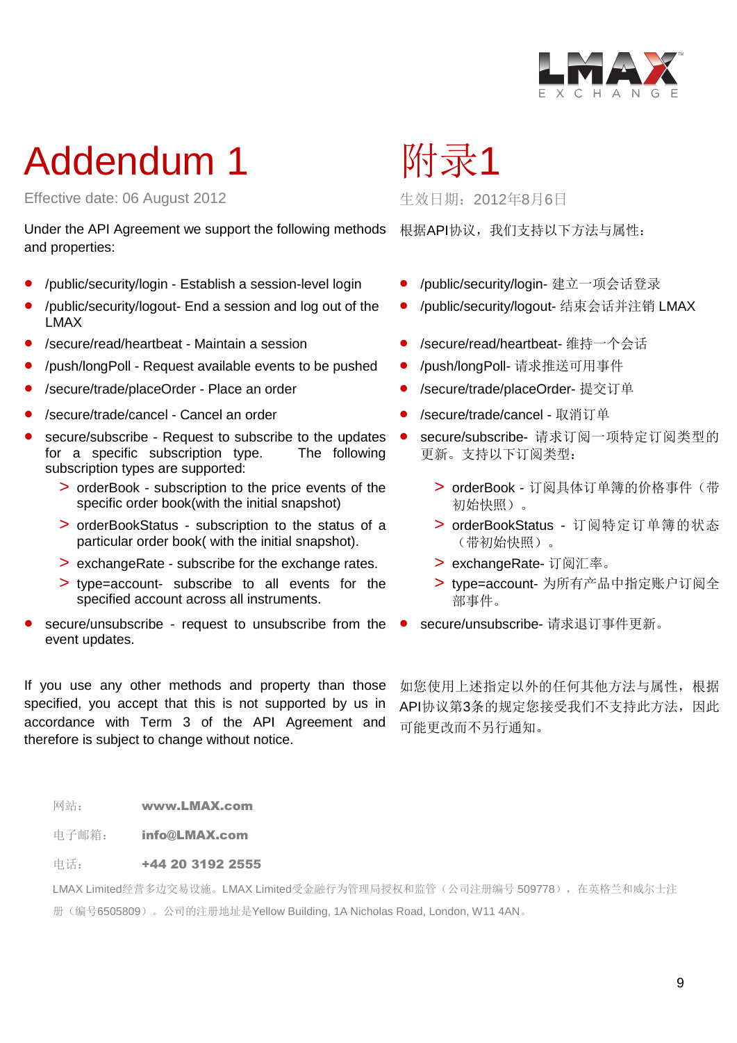# Addendum 1

Effective date: 06 August 2012

Under the API Agreement we support the following methods and properties:

- /public/security/login - Establish a session-level login
- /public/security/logout- End a session and log out of the LMAX
- /secure/read/heartbeat - Maintain a session
- /push/longPoll - Request available events to be pushed
- /secure/trade/placeOrder - Place an order
- /secure/trade/cancel - Cancel an order
- secure/subscribe - Request to subscribe to the updates for a specific subscription type. The following subscription types are supported:
  - orderBook - subscription to the price events of the specific order book(with the initial snapshot)
  - orderBookStatus - subscription to the status of a particular order book( with the initial snapshot).
  - exchangeRate - subscribe for the exchange rates.
  - type=account- subscribe to all events for the specified account across all instruments.
- secure/unsubscribe - request to unsubscribe from the event updates.

If you use any other methods and property than those specified, you accept that this is not supported by us in accordance with Term 3 of the API Agreement and therefore is subject to change without notice.

# 附录1

生效日期：2012年8月6日

根据API协议，我们支持以下方法与属性：

- /public/security/login- 建立一项会话登录
- /public/security/logout- 结束会话并注销 LMAX
- /secure/read/heartbeat- 维持一个会话
- /push/longPoll- 请求推送可用事件
- /secure/trade/placeOrder- 提交订单
- /secure/trade/cancel - 取消订单
- secure/subscribe- 请求订阅一项特定订阅类型的更新。支持以下订阅类型：
  - orderBook - 订阅具体订单簿的价格事件（带初始快照）。
  - orderBookStatus - 订阅特定订单簿的状态（带初始快照）。
  - exchangeRate- 订阅汇率。
  - type=account- 为所有产品中指定账户订阅全部事件。
- secure/unsubscribe- 请求退订事件更新。

如您使用上述指定以外的任何其他方法与属性，根据API协议第3条的规定您接受我们不支持此方法，因此可能更改而不另行通知。

网站： **www.LMAX.com**

电子邮箱： **info@LMAX.com**

电话： **+44 20 3192 2555**

LMAX Limited经营多边交易设施。LMAX Limited受金融行为管理局授权和监管（公司注册编号 509778），在英格兰和威尔士注册（编号6505809）。公司的注册地址是Yellow Building, 1A Nicholas Road, London, W11 4AN。